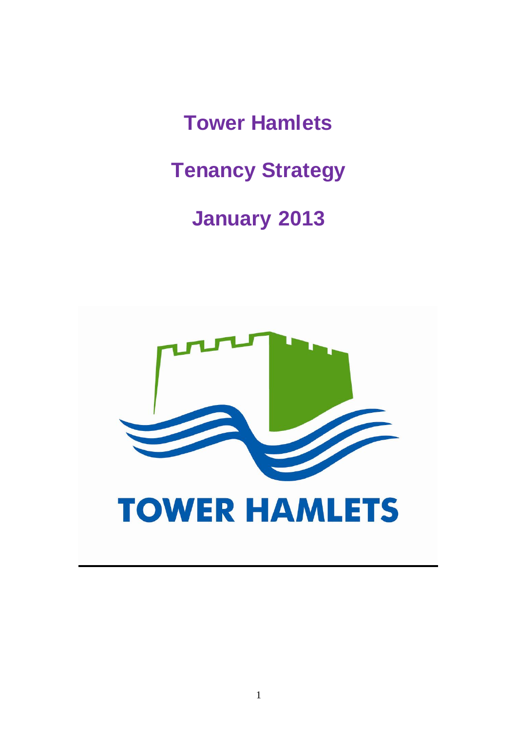# Tower Hamlets

# Tenancy Strategy

# January 2013

TOWER HAMLETS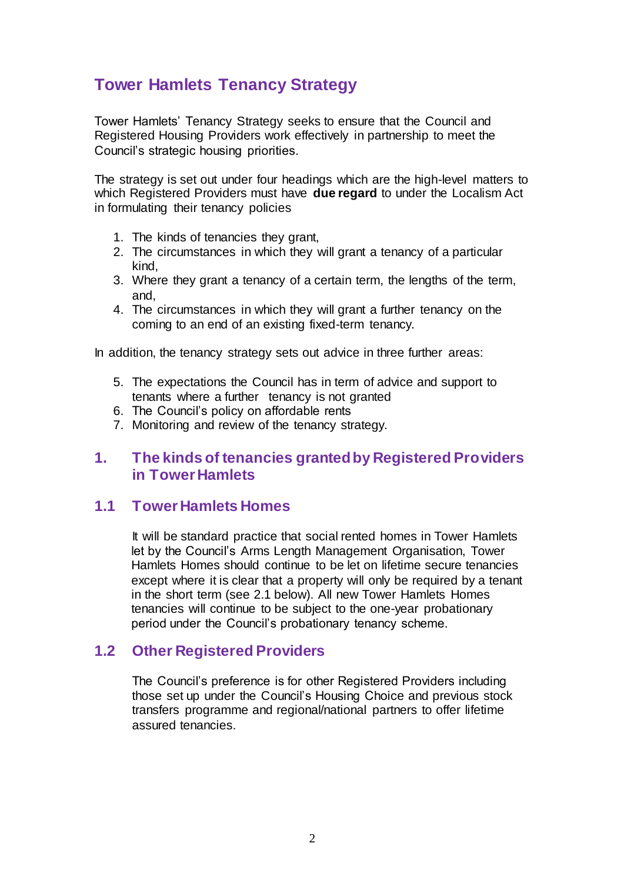# Tower Hamlets Tenancy Strategy

Tower Hamlets' Tenancy Strategy seeks to ensure that the Council and Registered Housing Providers work effectively in partnership to meet the Council's strategic housing priorities.

The strategy is set out under four headings which are the high-level matters to which Registered Providers must have **due regard** to under the Localism Act in formulating their tenancy policies

1. The kinds of tenancies they grant,
2. The circumstances in which they will grant a tenancy of a particular kind,
3. Where they grant a tenancy of a certain term, the lengths of the term, and,
4. The circumstances in which they will grant a further tenancy on the coming to an end of an existing fixed-term tenancy.

In addition, the tenancy strategy sets out advice in three further areas:

5. The expectations the Council has in term of advice and support to tenants where a further tenancy is not granted
6. The Council's policy on affordable rents
7. Monitoring and review of the tenancy strategy.

## 1. The kinds of tenancies granted by Registered Providers in Tower Hamlets

### 1.1 Tower Hamlets Homes

It will be standard practice that social rented homes in Tower Hamlets let by the Council's Arms Length Management Organisation, Tower Hamlets Homes should continue to be let on lifetime secure tenancies except where it is clear that a property will only be required by a tenant in the short term (see 2.1 below). All new Tower Hamlets Homes tenancies will continue to be subject to the one-year probationary period under the Council's probationary tenancy scheme.

### 1.2 Other Registered Providers

The Council's preference is for other Registered Providers including those set up under the Council's Housing Choice and previous stock transfers programme and regional/national partners to offer lifetime assured tenancies.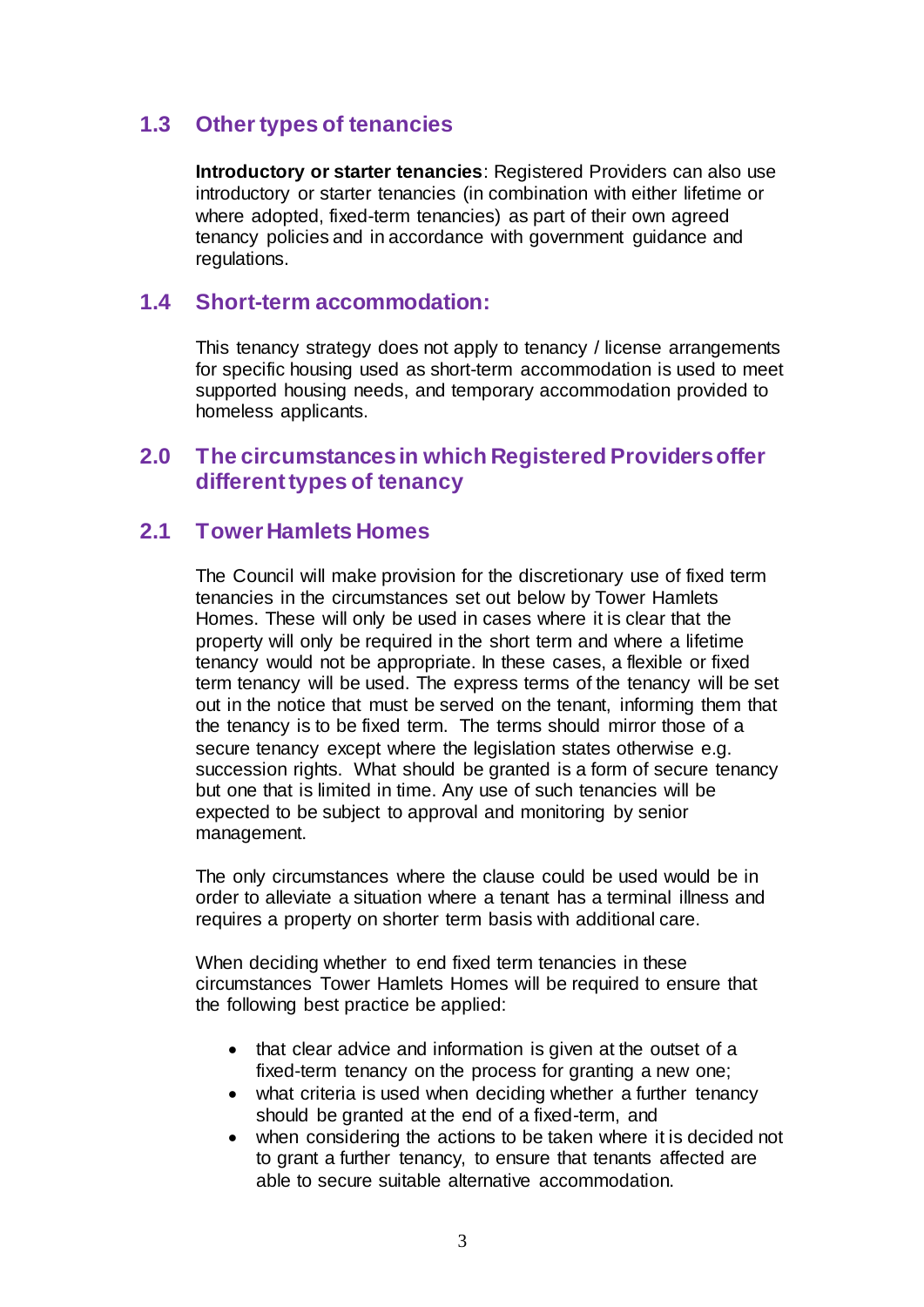## 1.3 Other types of tenancies

**Introductory or starter tenancies**: Registered Providers can also use introductory or starter tenancies (in combination with either lifetime or where adopted, fixed-term tenancies) as part of their own agreed tenancy policies and in accordance with government guidance and regulations.

## 1.4 Short-term accommodation:

This tenancy strategy does not apply to tenancy / license arrangements for specific housing used as short-term accommodation is used to meet supported housing needs, and temporary accommodation provided to homeless applicants.

# 2.0 The circumstances in which Registered Providers offer different types of tenancy

## 2.1 Tower Hamlets Homes

The Council will make provision for the discretionary use of fixed term tenancies in the circumstances set out below by Tower Hamlets Homes. These will only be used in cases where it is clear that the property will only be required in the short term and where a lifetime tenancy would not be appropriate. In these cases, a flexible or fixed term tenancy will be used. The express terms of the tenancy will be set out in the notice that must be served on the tenant, informing them that the tenancy is to be fixed term. The terms should mirror those of a secure tenancy except where the legislation states otherwise e.g. succession rights. What should be granted is a form of secure tenancy but one that is limited in time. Any use of such tenancies will be expected to be subject to approval and monitoring by senior management.

The only circumstances where the clause could be used would be in order to alleviate a situation where a tenant has a terminal illness and requires a property on shorter term basis with additional care.

When deciding whether to end fixed term tenancies in these circumstances Tower Hamlets Homes will be required to ensure that the following best practice be applied:

- that clear advice and information is given at the outset of a fixed-term tenancy on the process for granting a new one;
- what criteria is used when deciding whether a further tenancy should be granted at the end of a fixed-term, and
- when considering the actions to be taken where it is decided not to grant a further tenancy, to ensure that tenants affected are able to secure suitable alternative accommodation.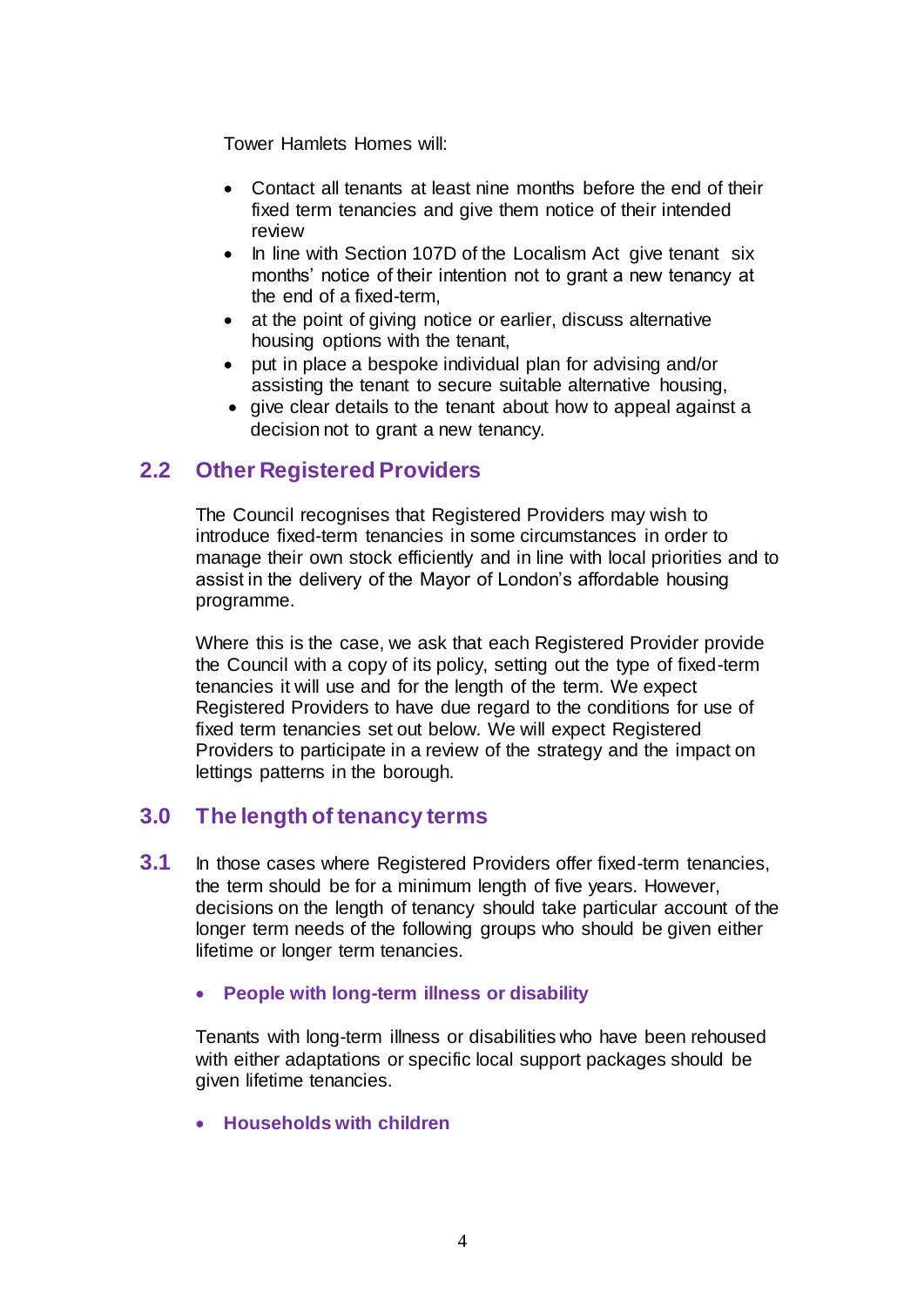Tower Hamlets Homes will:

- Contact all tenants at least nine months before the end of their fixed term tenancies and give them notice of their intended review
- In line with Section 107D of the Localism Act give tenant six months' notice of their intention not to grant a new tenancy at the end of a fixed-term,
- at the point of giving notice or earlier, discuss alternative housing options with the tenant,
- put in place a bespoke individual plan for advising and/or assisting the tenant to secure suitable alternative housing,
- give clear details to the tenant about how to appeal against a decision not to grant a new tenancy.

## 2.2 Other Registered Providers

The Council recognises that Registered Providers may wish to introduce fixed-term tenancies in some circumstances in order to manage their own stock efficiently and in line with local priorities and to assist in the delivery of the Mayor of London's affordable housing programme.

Where this is the case, we ask that each Registered Provider provide the Council with a copy of its policy, setting out the type of fixed-term tenancies it will use and for the length of the term. We expect Registered Providers to have due regard to the conditions for use of fixed term tenancies set out below. We will expect Registered Providers to participate in a review of the strategy and the impact on lettings patterns in the borough.

## 3.0 The length of tenancy terms

**3.1** In those cases where Registered Providers offer fixed-term tenancies, the term should be for a minimum length of five years. However, decisions on the length of tenancy should take particular account of the longer term needs of the following groups who should be given either lifetime or longer term tenancies.

- **People with long-term illness or disability**

Tenants with long-term illness or disabilities who have been rehoused with either adaptations or specific local support packages should be given lifetime tenancies.

- **Households with children**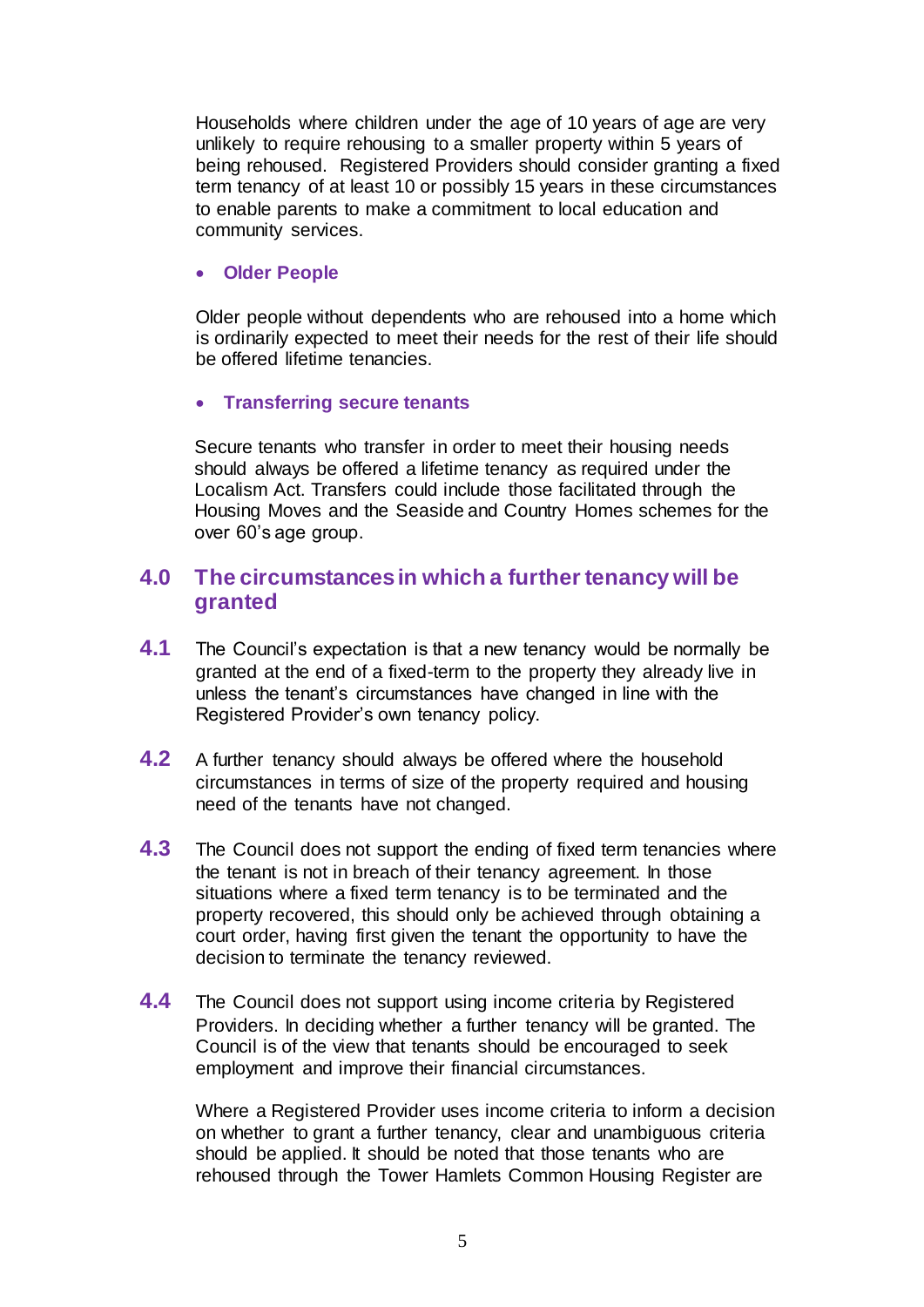Households where children under the age of 10 years of age are very unlikely to require rehousing to a smaller property within 5 years of being rehoused. Registered Providers should consider granting a fixed term tenancy of at least 10 or possibly 15 years in these circumstances to enable parents to make a commitment to local education and community services.

- **Older People**

Older people without dependents who are rehoused into a home which is ordinarily expected to meet their needs for the rest of their life should be offered lifetime tenancies.

- **Transferring secure tenants**

Secure tenants who transfer in order to meet their housing needs should always be offered a lifetime tenancy as required under the Localism Act. Transfers could include those facilitated through the Housing Moves and the Seaside and Country Homes schemes for the over 60's age group.

## 4.0 The circumstances in which a further tenancy will be granted

**4.1** The Council's expectation is that a new tenancy would be normally be granted at the end of a fixed-term to the property they already live in unless the tenant's circumstances have changed in line with the Registered Provider's own tenancy policy.

**4.2** A further tenancy should always be offered where the household circumstances in terms of size of the property required and housing need of the tenants have not changed.

**4.3** The Council does not support the ending of fixed term tenancies where the tenant is not in breach of their tenancy agreement. In those situations where a fixed term tenancy is to be terminated and the property recovered, this should only be achieved through obtaining a court order, having first given the tenant the opportunity to have the decision to terminate the tenancy reviewed.

**4.4** The Council does not support using income criteria by Registered Providers. In deciding whether a further tenancy will be granted. The Council is of the view that tenants should be encouraged to seek employment and improve their financial circumstances.

Where a Registered Provider uses income criteria to inform a decision on whether to grant a further tenancy, clear and unambiguous criteria should be applied. It should be noted that those tenants who are rehoused through the Tower Hamlets Common Housing Register are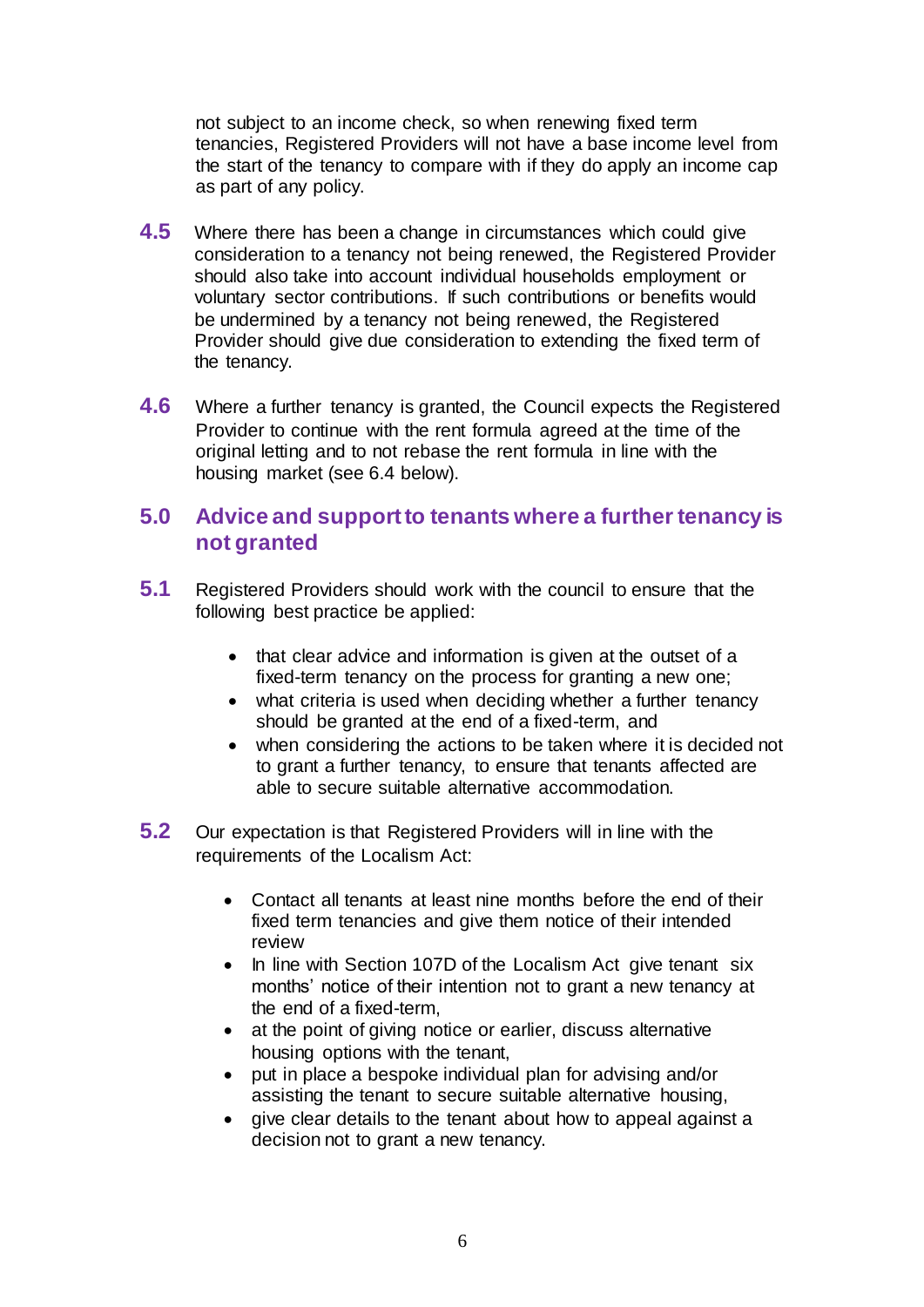not subject to an income check, so when renewing fixed term tenancies, Registered Providers will not have a base income level from the start of the tenancy to compare with if they do apply an income cap as part of any policy.

**4.5** Where there has been a change in circumstances which could give consideration to a tenancy not being renewed, the Registered Provider should also take into account individual households employment or voluntary sector contributions. If such contributions or benefits would be undermined by a tenancy not being renewed, the Registered Provider should give due consideration to extending the fixed term of the tenancy.

**4.6** Where a further tenancy is granted, the Council expects the Registered Provider to continue with the rent formula agreed at the time of the original letting and to not rebase the rent formula in line with the housing market (see 6.4 below).

## 5.0 Advice and support to tenants where a further tenancy is not granted

**5.1** Registered Providers should work with the council to ensure that the following best practice be applied:

- that clear advice and information is given at the outset of a fixed-term tenancy on the process for granting a new one;
- what criteria is used when deciding whether a further tenancy should be granted at the end of a fixed-term, and
- when considering the actions to be taken where it is decided not to grant a further tenancy, to ensure that tenants affected are able to secure suitable alternative accommodation.

**5.2** Our expectation is that Registered Providers will in line with the requirements of the Localism Act:

- Contact all tenants at least nine months before the end of their fixed term tenancies and give them notice of their intended review
- In line with Section 107D of the Localism Act give tenant six months' notice of their intention not to grant a new tenancy at the end of a fixed-term,
- at the point of giving notice or earlier, discuss alternative housing options with the tenant,
- put in place a bespoke individual plan for advising and/or assisting the tenant to secure suitable alternative housing,
- give clear details to the tenant about how to appeal against a decision not to grant a new tenancy.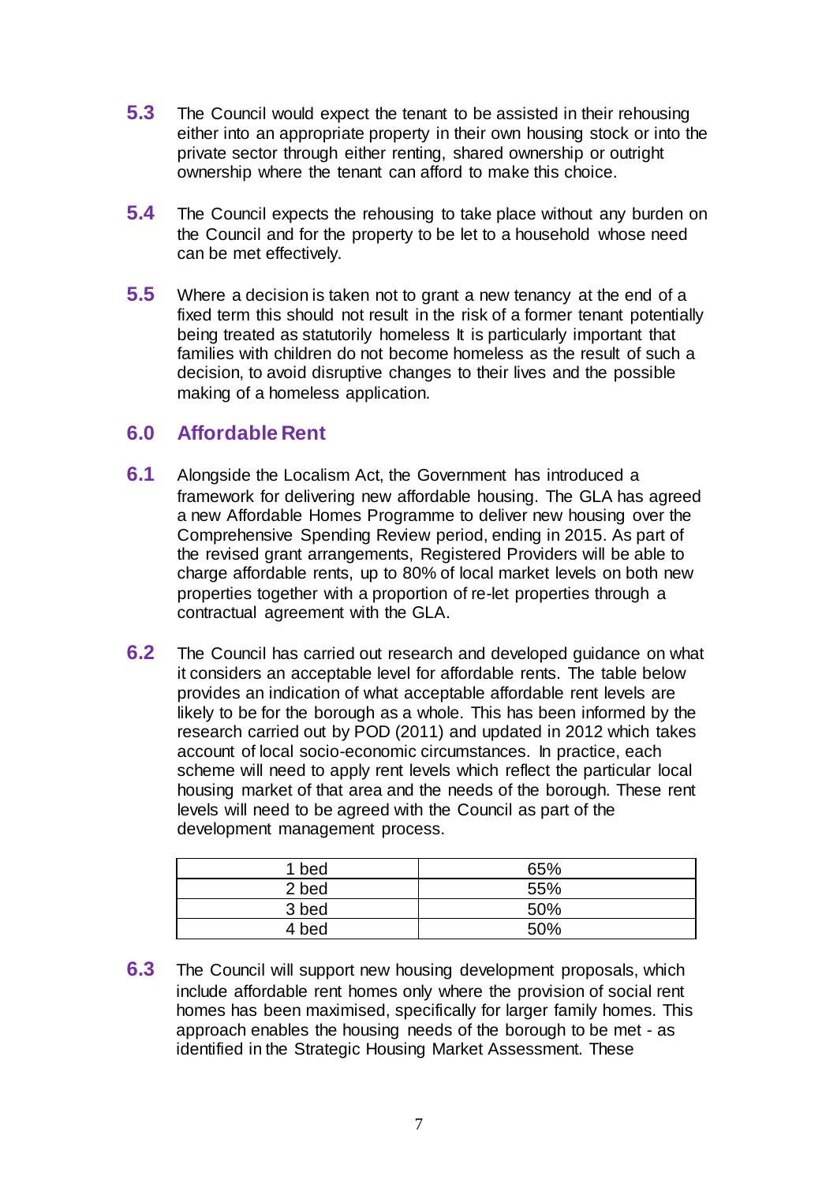**5.3** The Council would expect the tenant to be assisted in their rehousing either into an appropriate property in their own housing stock or into the private sector through either renting, shared ownership or outright ownership where the tenant can afford to make this choice.

**5.4** The Council expects the rehousing to take place without any burden on the Council and for the property to be let to a household whose need can be met effectively.

**5.5** Where a decision is taken not to grant a new tenancy at the end of a fixed term this should not result in the risk of a former tenant potentially being treated as statutorily homeless It is particularly important that families with children do not become homeless as the result of such a decision, to avoid disruptive changes to their lives and the possible making of a homeless application.

## 6.0 Affordable Rent

**6.1** Alongside the Localism Act, the Government has introduced a framework for delivering new affordable housing. The GLA has agreed a new Affordable Homes Programme to deliver new housing over the Comprehensive Spending Review period, ending in 2015. As part of the revised grant arrangements, Registered Providers will be able to charge affordable rents, up to 80% of local market levels on both new properties together with a proportion of re-let properties through a contractual agreement with the GLA.

**6.2** The Council has carried out research and developed guidance on what it considers an acceptable level for affordable rents. The table below provides an indication of what acceptable affordable rent levels are likely to be for the borough as a whole. This has been informed by the research carried out by POD (2011) and updated in 2012 which takes account of local socio-economic circumstances. In practice, each scheme will need to apply rent levels which reflect the particular local housing market of that area and the needs of the borough. These rent levels will need to be agreed with the Council as part of the development management process.

| | |
|---|---|
| 1 bed | 65% |
| 2 bed | 55% |
| 3 bed | 50% |
| 4 bed | 50% |

**6.3** The Council will support new housing development proposals, which include affordable rent homes only where the provision of social rent homes has been maximised, specifically for larger family homes. This approach enables the housing needs of the borough to be met - as identified in the Strategic Housing Market Assessment. These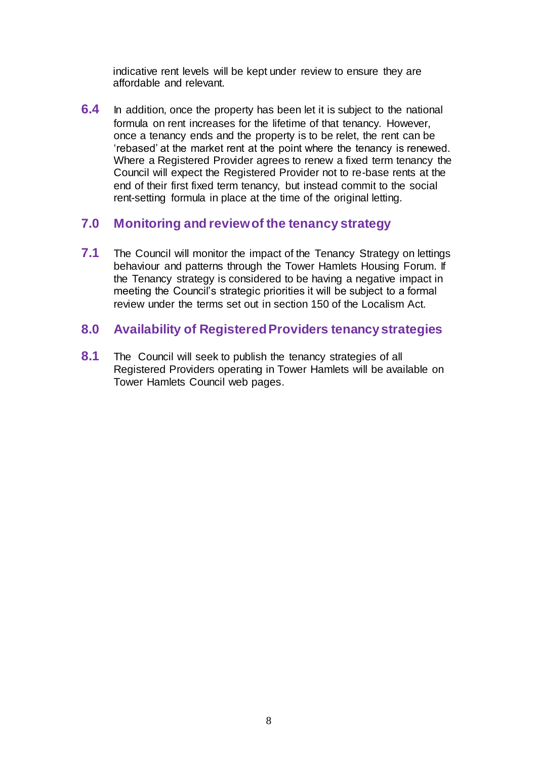indicative rent levels will be kept under review to ensure they are affordable and relevant.

**6.4** In addition, once the property has been let it is subject to the national formula on rent increases for the lifetime of that tenancy. However, once a tenancy ends and the property is to be relet, the rent can be 'rebased' at the market rent at the point where the tenancy is renewed. Where a Registered Provider agrees to renew a fixed term tenancy the Council will expect the Registered Provider not to re-base rents at the end of their first fixed term tenancy, but instead commit to the social rent-setting formula in place at the time of the original letting.

## 7.0 Monitoring and review of the tenancy strategy

**7.1** The Council will monitor the impact of the Tenancy Strategy on lettings behaviour and patterns through the Tower Hamlets Housing Forum. If the Tenancy strategy is considered to be having a negative impact in meeting the Council's strategic priorities it will be subject to a formal review under the terms set out in section 150 of the Localism Act.

## 8.0 Availability of Registered Providers tenancy strategies

**8.1** The Council will seek to publish the tenancy strategies of all Registered Providers operating in Tower Hamlets will be available on Tower Hamlets Council web pages.